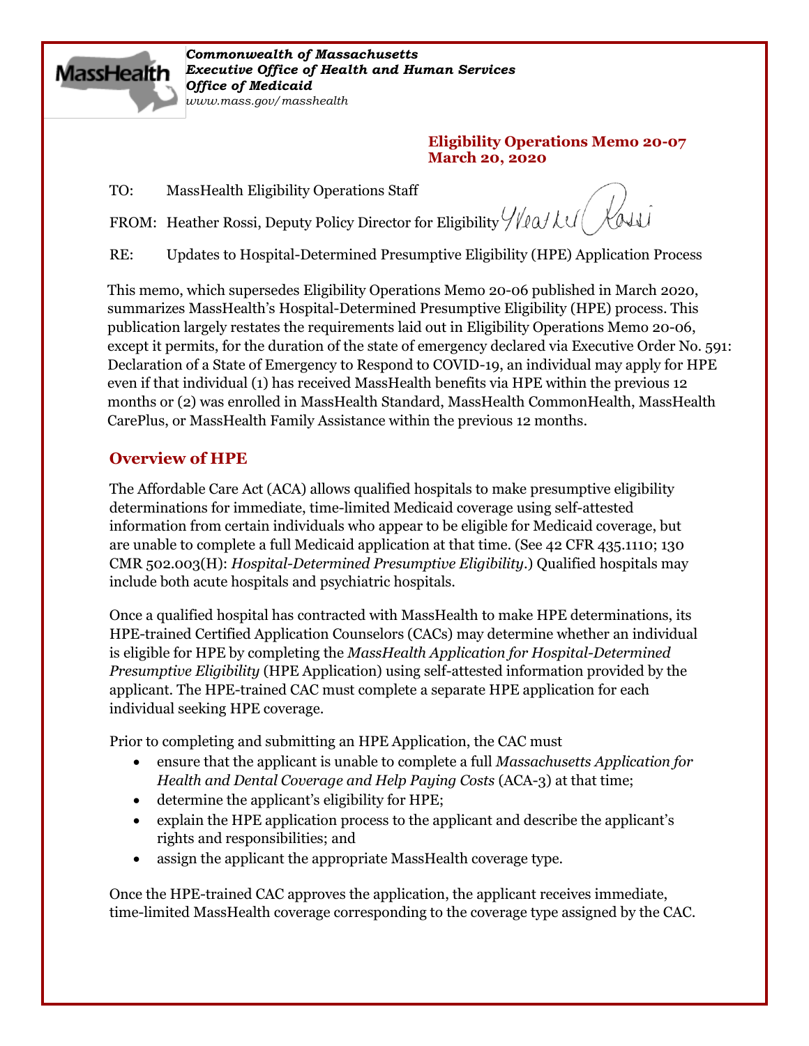*Commonwealth of Massachusetts*
***Executive Office of Health and Human Services***
***Office of Medicaid***
*www.mass.gov/masshealth*

**Eligibility Operations Memo 20-07**
**March 20, 2020**

TO: MassHealth Eligibility Operations Staff

FROM: Heather Rossi, Deputy Policy Director for Eligibility

RE: Updates to Hospital-Determined Presumptive Eligibility (HPE) Application Process

This memo, which supersedes Eligibility Operations Memo 20-06 published in March 2020, summarizes MassHealth's Hospital-Determined Presumptive Eligibility (HPE) process. This publication largely restates the requirements laid out in Eligibility Operations Memo 20-06, except it permits, for the duration of the state of emergency declared via Executive Order No. 591: Declaration of a State of Emergency to Respond to COVID-19, an individual may apply for HPE even if that individual (1) has received MassHealth benefits via HPE within the previous 12 months or (2) was enrolled in MassHealth Standard, MassHealth CommonHealth, MassHealth CarePlus, or MassHealth Family Assistance within the previous 12 months.

## Overview of HPE

The Affordable Care Act (ACA) allows qualified hospitals to make presumptive eligibility determinations for immediate, time-limited Medicaid coverage using self-attested information from certain individuals who appear to be eligible for Medicaid coverage, but are unable to complete a full Medicaid application at that time. (See 42 CFR 435.1110; 130 CMR 502.003(H): *Hospital-Determined Presumptive Eligibility*.) Qualified hospitals may include both acute hospitals and psychiatric hospitals.

Once a qualified hospital has contracted with MassHealth to make HPE determinations, its HPE-trained Certified Application Counselors (CACs) may determine whether an individual is eligible for HPE by completing the *MassHealth Application for Hospital-Determined Presumptive Eligibility* (HPE Application) using self-attested information provided by the applicant. The HPE-trained CAC must complete a separate HPE application for each individual seeking HPE coverage.

Prior to completing and submitting an HPE Application, the CAC must

- ensure that the applicant is unable to complete a full *Massachusetts Application for Health and Dental Coverage and Help Paying Costs* (ACA-3) at that time;
- determine the applicant's eligibility for HPE;
- explain the HPE application process to the applicant and describe the applicant's rights and responsibilities; and
- assign the applicant the appropriate MassHealth coverage type.

Once the HPE-trained CAC approves the application, the applicant receives immediate, time-limited MassHealth coverage corresponding to the coverage type assigned by the CAC.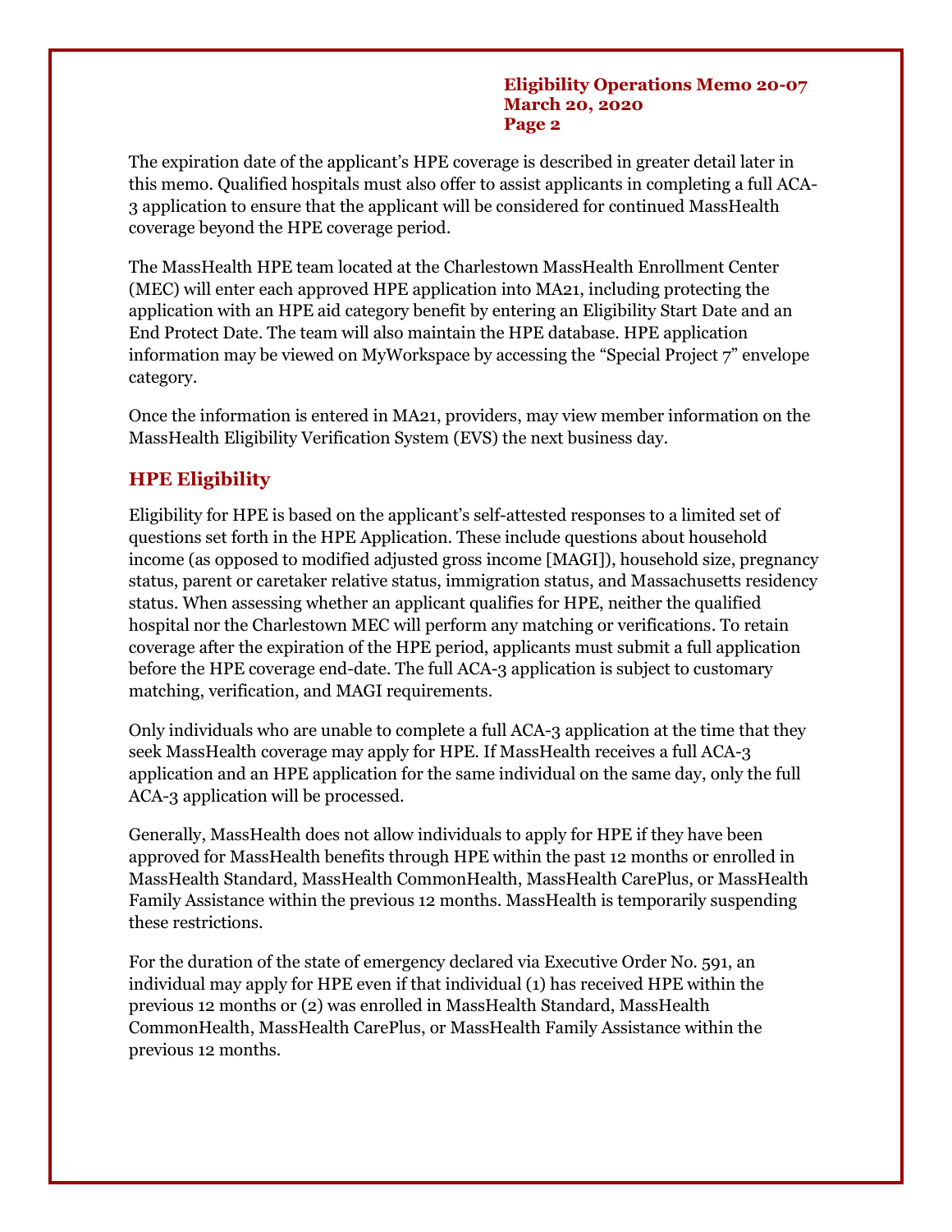The expiration date of the applicant's HPE coverage is described in greater detail later in this memo. Qualified hospitals must also offer to assist applicants in completing a full ACA-3 application to ensure that the applicant will be considered for continued MassHealth coverage beyond the HPE coverage period.

The MassHealth HPE team located at the Charlestown MassHealth Enrollment Center (MEC) will enter each approved HPE application into MA21, including protecting the application with an HPE aid category benefit by entering an Eligibility Start Date and an End Protect Date. The team will also maintain the HPE database. HPE application information may be viewed on MyWorkspace by accessing the "Special Project 7" envelope category.

Once the information is entered in MA21, providers, may view member information on the MassHealth Eligibility Verification System (EVS) the next business day.

## HPE Eligibility

Eligibility for HPE is based on the applicant's self-attested responses to a limited set of questions set forth in the HPE Application. These include questions about household income (as opposed to modified adjusted gross income [MAGI]), household size, pregnancy status, parent or caretaker relative status, immigration status, and Massachusetts residency status. When assessing whether an applicant qualifies for HPE, neither the qualified hospital nor the Charlestown MEC will perform any matching or verifications. To retain coverage after the expiration of the HPE period, applicants must submit a full application before the HPE coverage end-date. The full ACA-3 application is subject to customary matching, verification, and MAGI requirements.

Only individuals who are unable to complete a full ACA-3 application at the time that they seek MassHealth coverage may apply for HPE. If MassHealth receives a full ACA-3 application and an HPE application for the same individual on the same day, only the full ACA-3 application will be processed.

Generally, MassHealth does not allow individuals to apply for HPE if they have been approved for MassHealth benefits through HPE within the past 12 months or enrolled in MassHealth Standard, MassHealth CommonHealth, MassHealth CarePlus, or MassHealth Family Assistance within the previous 12 months. MassHealth is temporarily suspending these restrictions.

For the duration of the state of emergency declared via Executive Order No. 591, an individual may apply for HPE even if that individual (1) has received HPE within the previous 12 months or (2) was enrolled in MassHealth Standard, MassHealth CommonHealth, MassHealth CarePlus, or MassHealth Family Assistance within the previous 12 months.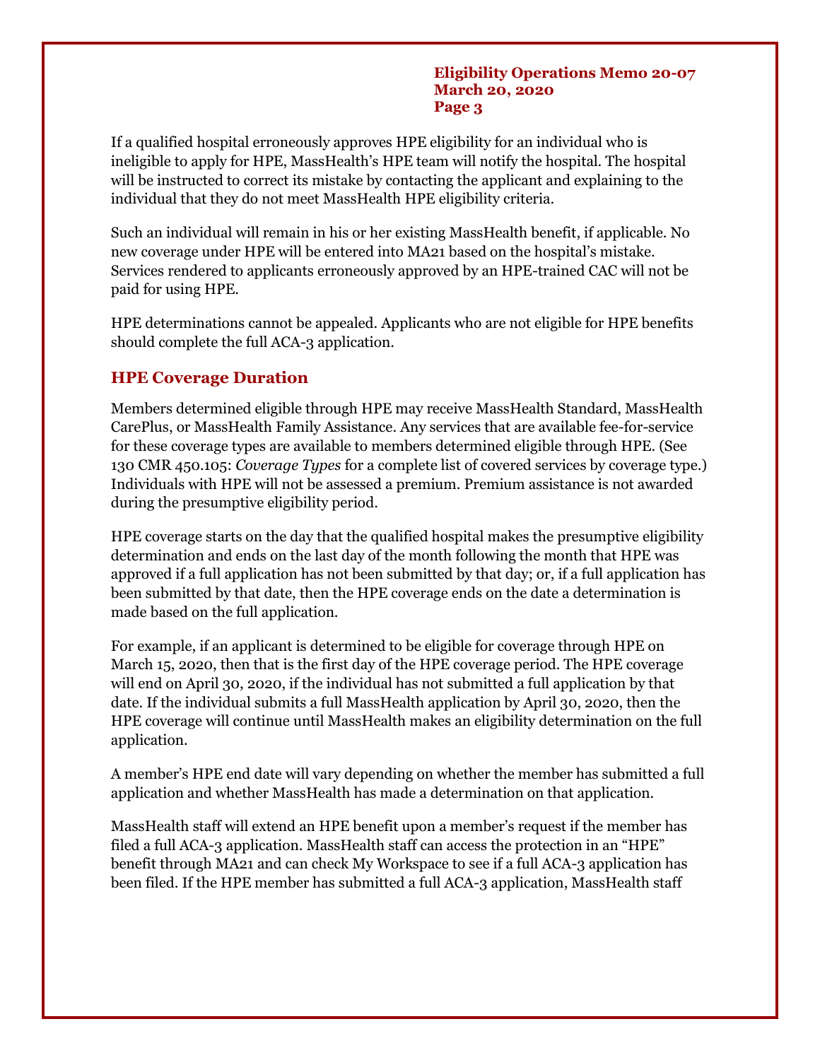If a qualified hospital erroneously approves HPE eligibility for an individual who is ineligible to apply for HPE, MassHealth's HPE team will notify the hospital. The hospital will be instructed to correct its mistake by contacting the applicant and explaining to the individual that they do not meet MassHealth HPE eligibility criteria.

Such an individual will remain in his or her existing MassHealth benefit, if applicable. No new coverage under HPE will be entered into MA21 based on the hospital's mistake. Services rendered to applicants erroneously approved by an HPE-trained CAC will not be paid for using HPE.

HPE determinations cannot be appealed. Applicants who are not eligible for HPE benefits should complete the full ACA-3 application.

## HPE Coverage Duration

Members determined eligible through HPE may receive MassHealth Standard, MassHealth CarePlus, or MassHealth Family Assistance. Any services that are available fee-for-service for these coverage types are available to members determined eligible through HPE. (See 130 CMR 450.105: *Coverage Types* for a complete list of covered services by coverage type.) Individuals with HPE will not be assessed a premium. Premium assistance is not awarded during the presumptive eligibility period.

HPE coverage starts on the day that the qualified hospital makes the presumptive eligibility determination and ends on the last day of the month following the month that HPE was approved if a full application has not been submitted by that day; or, if a full application has been submitted by that date, then the HPE coverage ends on the date a determination is made based on the full application.

For example, if an applicant is determined to be eligible for coverage through HPE on March 15, 2020, then that is the first day of the HPE coverage period. The HPE coverage will end on April 30, 2020, if the individual has not submitted a full application by that date. If the individual submits a full MassHealth application by April 30, 2020, then the HPE coverage will continue until MassHealth makes an eligibility determination on the full application.

A member's HPE end date will vary depending on whether the member has submitted a full application and whether MassHealth has made a determination on that application.

MassHealth staff will extend an HPE benefit upon a member's request if the member has filed a full ACA-3 application. MassHealth staff can access the protection in an "HPE" benefit through MA21 and can check My Workspace to see if a full ACA-3 application has been filed. If the HPE member has submitted a full ACA-3 application, MassHealth staff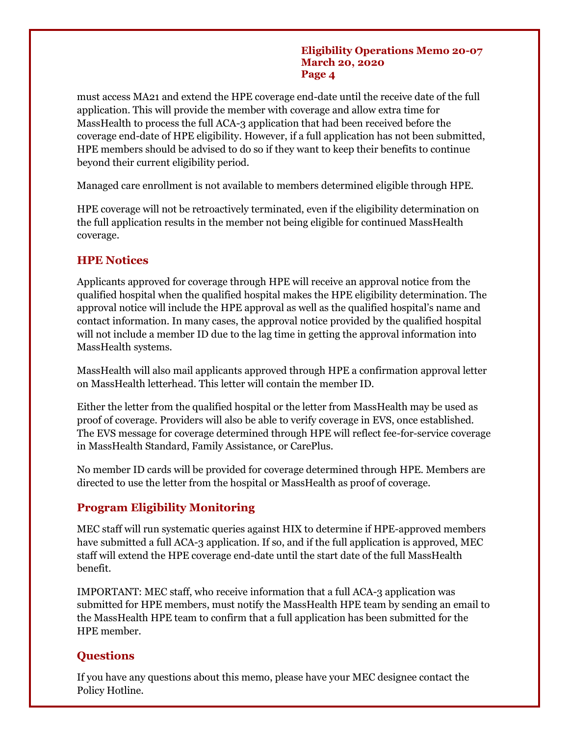must access MA21 and extend the HPE coverage end-date until the receive date of the full application. This will provide the member with coverage and allow extra time for MassHealth to process the full ACA-3 application that had been received before the coverage end-date of HPE eligibility. However, if a full application has not been submitted, HPE members should be advised to do so if they want to keep their benefits to continue beyond their current eligibility period.

Managed care enrollment is not available to members determined eligible through HPE.

HPE coverage will not be retroactively terminated, even if the eligibility determination on the full application results in the member not being eligible for continued MassHealth coverage.

## HPE Notices

Applicants approved for coverage through HPE will receive an approval notice from the qualified hospital when the qualified hospital makes the HPE eligibility determination. The approval notice will include the HPE approval as well as the qualified hospital's name and contact information. In many cases, the approval notice provided by the qualified hospital will not include a member ID due to the lag time in getting the approval information into MassHealth systems.

MassHealth will also mail applicants approved through HPE a confirmation approval letter on MassHealth letterhead. This letter will contain the member ID.

Either the letter from the qualified hospital or the letter from MassHealth may be used as proof of coverage. Providers will also be able to verify coverage in EVS, once established. The EVS message for coverage determined through HPE will reflect fee-for-service coverage in MassHealth Standard, Family Assistance, or CarePlus.

No member ID cards will be provided for coverage determined through HPE. Members are directed to use the letter from the hospital or MassHealth as proof of coverage.

## Program Eligibility Monitoring

MEC staff will run systematic queries against HIX to determine if HPE-approved members have submitted a full ACA-3 application. If so, and if the full application is approved, MEC staff will extend the HPE coverage end-date until the start date of the full MassHealth benefit.

IMPORTANT: MEC staff, who receive information that a full ACA-3 application was submitted for HPE members, must notify the MassHealth HPE team by sending an email to the MassHealth HPE team to confirm that a full application has been submitted for the HPE member.

## Questions

If you have any questions about this memo, please have your MEC designee contact the Policy Hotline.